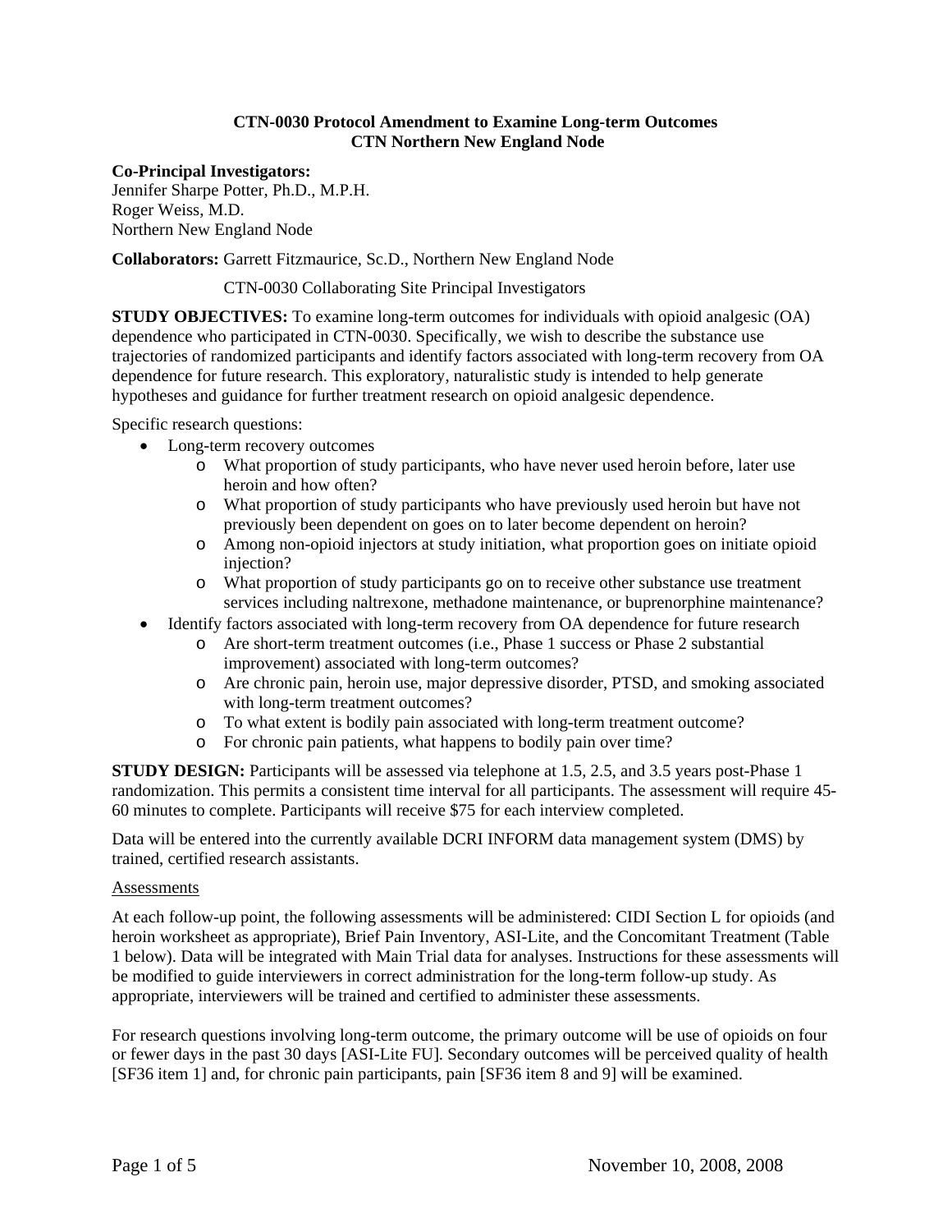# CTN-0030 Protocol Amendment to Examine Long-term Outcomes
## CTN Northern New England Node

**Co-Principal Investigators:**
Jennifer Sharpe Potter, Ph.D., M.P.H.
Roger Weiss, M.D.
Northern New England Node

**Collaborators:** Garrett Fitzmaurice, Sc.D., Northern New England Node

CTN-0030 Collaborating Site Principal Investigators

**STUDY OBJECTIVES:** To examine long-term outcomes for individuals with opioid analgesic (OA) dependence who participated in CTN-0030. Specifically, we wish to describe the substance use trajectories of randomized participants and identify factors associated with long-term recovery from OA dependence for future research. This exploratory, naturalistic study is intended to help generate hypotheses and guidance for further treatment research on opioid analgesic dependence.

Specific research questions:

- Long-term recovery outcomes
  - What proportion of study participants, who have never used heroin before, later use heroin and how often?
  - What proportion of study participants who have previously used heroin but have not previously been dependent on goes on to later become dependent on heroin?
  - Among non-opioid injectors at study initiation, what proportion goes on initiate opioid injection?
  - What proportion of study participants go on to receive other substance use treatment services including naltrexone, methadone maintenance, or buprenorphine maintenance?
- Identify factors associated with long-term recovery from OA dependence for future research
  - Are short-term treatment outcomes (i.e., Phase 1 success or Phase 2 substantial improvement) associated with long-term outcomes?
  - Are chronic pain, heroin use, major depressive disorder, PTSD, and smoking associated with long-term treatment outcomes?
  - To what extent is bodily pain associated with long-term treatment outcome?
  - For chronic pain patients, what happens to bodily pain over time?

**STUDY DESIGN:** Participants will be assessed via telephone at 1.5, 2.5, and 3.5 years post-Phase 1 randomization. This permits a consistent time interval for all participants. The assessment will require 45-60 minutes to complete. Participants will receive $75 for each interview completed.

Data will be entered into the currently available DCRI INFORM data management system (DMS) by trained, certified research assistants.

<u>Assessments</u>

At each follow-up point, the following assessments will be administered: CIDI Section L for opioids (and heroin worksheet as appropriate), Brief Pain Inventory, ASI-Lite, and the Concomitant Treatment (Table 1 below). Data will be integrated with Main Trial data for analyses. Instructions for these assessments will be modified to guide interviewers in correct administration for the long-term follow-up study. As appropriate, interviewers will be trained and certified to administer these assessments.

For research questions involving long-term outcome, the primary outcome will be use of opioids on four or fewer days in the past 30 days [ASI-Lite FU]. Secondary outcomes will be perceived quality of health [SF36 item 1] and, for chronic pain participants, pain [SF36 item 8 and 9] will be examined.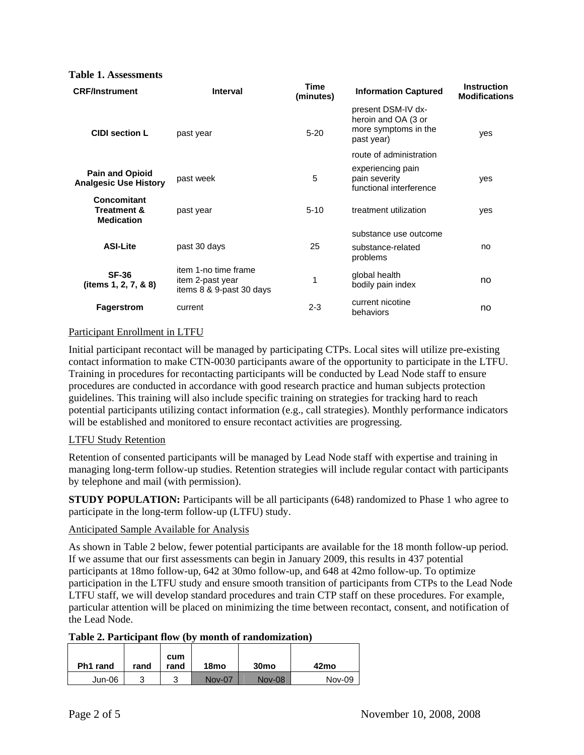**Table 1. Assessments**

| CRF/Instrument | Interval | Time (minutes) | Information Captured | Instruction Modifications |
|---|---|---|---|---|
| **CIDI section L** | past year | 5-20 | present DSM-IV dx-heroin and OA (3 or more symptoms in the past year)<br>route of administration | yes |
| **Pain and Opioid Analgesic Use History** | past week | 5 | experiencing pain<br>pain severity<br>functional interference | yes |
| **Concomitant Treatment & Medication** | past year | 5-10 | treatment utilization | yes |
| **ASI-Lite** | past 30 days | 25 | substance use outcome<br>substance-related problems | no |
| **SF-36 (items 1, 2, 7, & 8)** | item 1-no time frame<br>item 2-past year<br>items 8 & 9-past 30 days | 1 | global health<br>bodily pain index | no |
| **Fagerstrom** | current | 2-3 | current nicotine behaviors | no |

Participant Enrollment in LTFU

Initial participant recontact will be managed by participating CTPs. Local sites will utilize pre-existing contact information to make CTN-0030 participants aware of the opportunity to participate in the LTFU. Training in procedures for recontacting participants will be conducted by Lead Node staff to ensure procedures are conducted in accordance with good research practice and human subjects protection guidelines. This training will also include specific training on strategies for tracking hard to reach potential participants utilizing contact information (e.g., call strategies). Monthly performance indicators will be established and monitored to ensure recontact activities are progressing.

LTFU Study Retention

Retention of consented participants will be managed by Lead Node staff with expertise and training in managing long-term follow-up studies. Retention strategies will include regular contact with participants by telephone and mail (with permission).

**STUDY POPULATION:** Participants will be all participants (648) randomized to Phase 1 who agree to participate in the long-term follow-up (LTFU) study.

Anticipated Sample Available for Analysis

As shown in Table 2 below, fewer potential participants are available for the 18 month follow-up period. If we assume that our first assessments can begin in January 2009, this results in 437 potential participants at 18mo follow-up, 642 at 30mo follow-up, and 648 at 42mo follow-up. To optimize participation in the LTFU study and ensure smooth transition of participants from CTPs to the Lead Node LTFU staff, we will develop standard procedures and train CTP staff on these procedures. For example, particular attention will be placed on minimizing the time between recontact, consent, and notification of the Lead Node.

**Table 2. Participant flow (by month of randomization)**

| Ph1 rand | rand | cum rand | 18mo | 30mo | 42mo |
|---|---|---|---|---|---|
| Jun-06 | 3 | 3 | Nov-07 | Nov-08 | Nov-09 |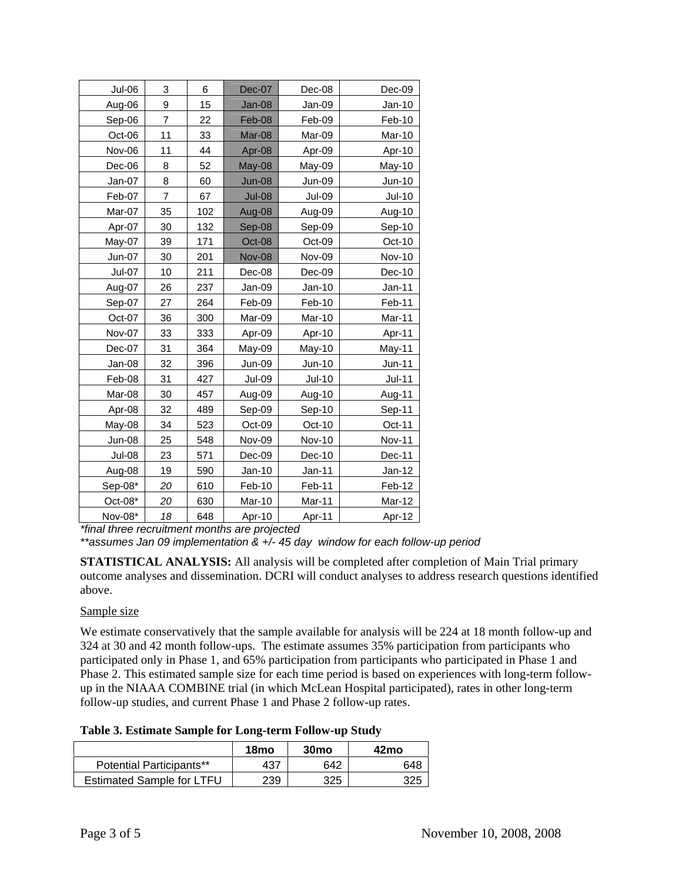| | | | | | |
|---|---|---|---|---|---|
| Jul-06 | 3 | 6 | Dec-07 | Dec-08 | Dec-09 |
| Aug-06 | 9 | 15 | Jan-08 | Jan-09 | Jan-10 |
| Sep-06 | 7 | 22 | Feb-08 | Feb-09 | Feb-10 |
| Oct-06 | 11 | 33 | Mar-08 | Mar-09 | Mar-10 |
| Nov-06 | 11 | 44 | Apr-08 | Apr-09 | Apr-10 |
| Dec-06 | 8 | 52 | May-08 | May-09 | May-10 |
| Jan-07 | 8 | 60 | Jun-08 | Jun-09 | Jun-10 |
| Feb-07 | 7 | 67 | Jul-08 | Jul-09 | Jul-10 |
| Mar-07 | 35 | 102 | Aug-08 | Aug-09 | Aug-10 |
| Apr-07 | 30 | 132 | Sep-08 | Sep-09 | Sep-10 |
| May-07 | 39 | 171 | Oct-08 | Oct-09 | Oct-10 |
| Jun-07 | 30 | 201 | Nov-08 | Nov-09 | Nov-10 |
| Jul-07 | 10 | 211 | Dec-08 | Dec-09 | Dec-10 |
| Aug-07 | 26 | 237 | Jan-09 | Jan-10 | Jan-11 |
| Sep-07 | 27 | 264 | Feb-09 | Feb-10 | Feb-11 |
| Oct-07 | 36 | 300 | Mar-09 | Mar-10 | Mar-11 |
| Nov-07 | 33 | 333 | Apr-09 | Apr-10 | Apr-11 |
| Dec-07 | 31 | 364 | May-09 | May-10 | May-11 |
| Jan-08 | 32 | 396 | Jun-09 | Jun-10 | Jun-11 |
| Feb-08 | 31 | 427 | Jul-09 | Jul-10 | Jul-11 |
| Mar-08 | 30 | 457 | Aug-09 | Aug-10 | Aug-11 |
| Apr-08 | 32 | 489 | Sep-09 | Sep-10 | Sep-11 |
| May-08 | 34 | 523 | Oct-09 | Oct-10 | Oct-11 |
| Jun-08 | 25 | 548 | Nov-09 | Nov-10 | Nov-11 |
| Jul-08 | 23 | 571 | Dec-09 | Dec-10 | Dec-11 |
| Aug-08 | 19 | 590 | Jan-10 | Jan-11 | Jan-12 |
| Sep-08* | *20* | 610 | Feb-10 | Feb-11 | Feb-12 |
| Oct-08* | *20* | 630 | Mar-10 | Mar-11 | Mar-12 |
| Nov-08* | *18* | 648 | Apr-10 | Apr-11 | Apr-12 |

*\*final three recruitment months are projected*

*\*\*assumes Jan 09 implementation & +/- 45 day window for each follow-up period*

**STATISTICAL ANALYSIS:** All analysis will be completed after completion of Main Trial primary outcome analyses and dissemination. DCRI will conduct analyses to address research questions identified above.

Sample size

We estimate conservatively that the sample available for analysis will be 224 at 18 month follow-up and 324 at 30 and 42 month follow-ups. The estimate assumes 35% participation from participants who participated only in Phase 1, and 65% participation from participants who participated in Phase 1 and Phase 2. This estimated sample size for each time period is based on experiences with long-term follow-up in the NIAAA COMBINE trial (in which McLean Hospital participated), rates in other long-term follow-up studies, and current Phase 1 and Phase 2 follow-up rates.

**Table 3. Estimate Sample for Long-term Follow-up Study**

| | 18mo | 30mo | 42mo |
|---|---|---|---|
| Potential Participants** | 437 | 642 | 648 |
| Estimated Sample for LTFU | 239 | 325 | 325 |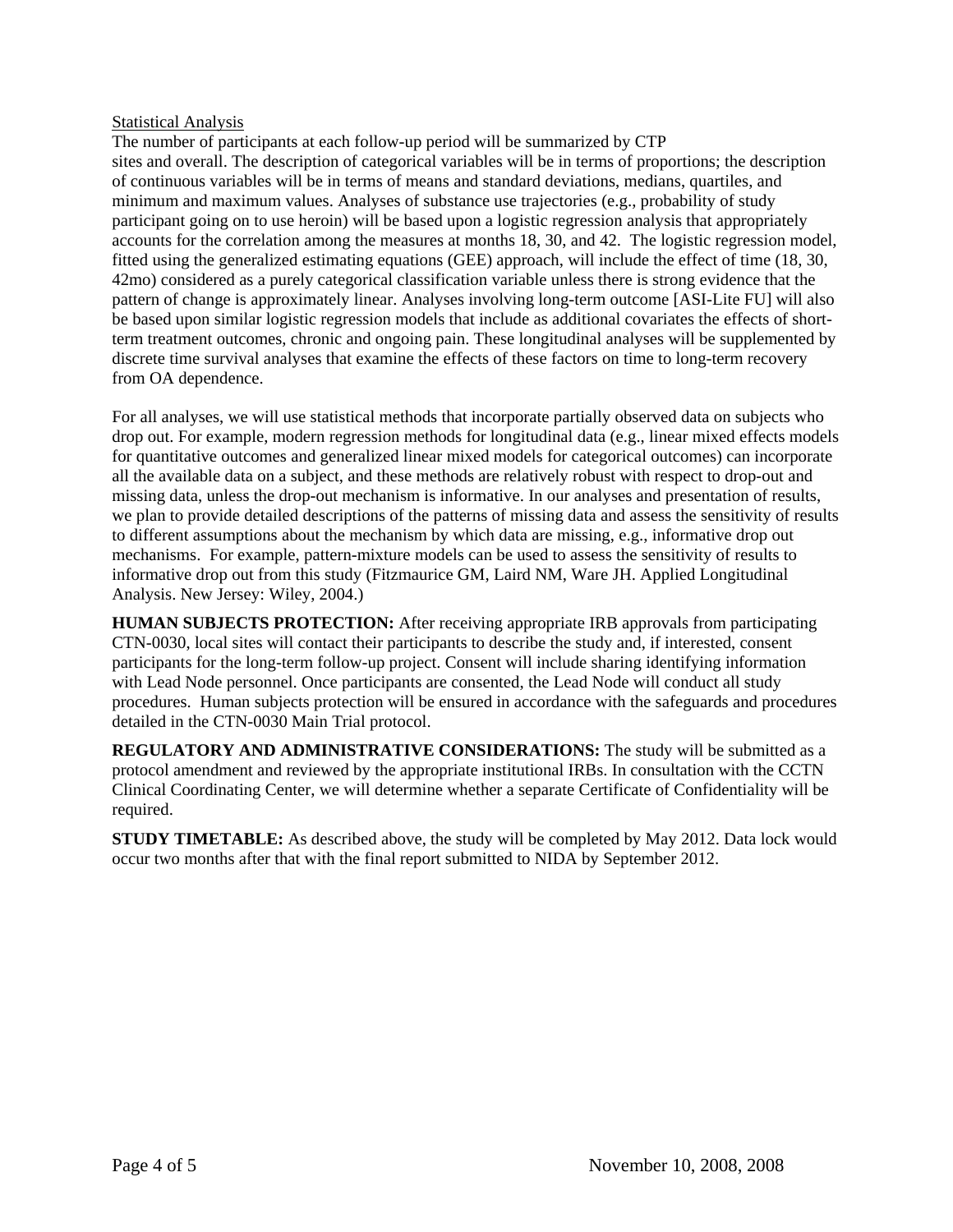Statistical Analysis

The number of participants at each follow-up period will be summarized by CTP sites and overall. The description of categorical variables will be in terms of proportions; the description of continuous variables will be in terms of means and standard deviations, medians, quartiles, and minimum and maximum values. Analyses of substance use trajectories (e.g., probability of study participant going on to use heroin) will be based upon a logistic regression analysis that appropriately accounts for the correlation among the measures at months 18, 30, and 42. The logistic regression model, fitted using the generalized estimating equations (GEE) approach, will include the effect of time (18, 30, 42mo) considered as a purely categorical classification variable unless there is strong evidence that the pattern of change is approximately linear. Analyses involving long-term outcome [ASI-Lite FU] will also be based upon similar logistic regression models that include as additional covariates the effects of short-term treatment outcomes, chronic and ongoing pain. These longitudinal analyses will be supplemented by discrete time survival analyses that examine the effects of these factors on time to long-term recovery from OA dependence.

For all analyses, we will use statistical methods that incorporate partially observed data on subjects who drop out. For example, modern regression methods for longitudinal data (e.g., linear mixed effects models for quantitative outcomes and generalized linear mixed models for categorical outcomes) can incorporate all the available data on a subject, and these methods are relatively robust with respect to drop-out and missing data, unless the drop-out mechanism is informative. In our analyses and presentation of results, we plan to provide detailed descriptions of the patterns of missing data and assess the sensitivity of results to different assumptions about the mechanism by which data are missing, e.g., informative drop out mechanisms. For example, pattern-mixture models can be used to assess the sensitivity of results to informative drop out from this study (Fitzmaurice GM, Laird NM, Ware JH. Applied Longitudinal Analysis. New Jersey: Wiley, 2004.)

**HUMAN SUBJECTS PROTECTION:** After receiving appropriate IRB approvals from participating CTN-0030, local sites will contact their participants to describe the study and, if interested, consent participants for the long-term follow-up project. Consent will include sharing identifying information with Lead Node personnel. Once participants are consented, the Lead Node will conduct all study procedures. Human subjects protection will be ensured in accordance with the safeguards and procedures detailed in the CTN-0030 Main Trial protocol.

**REGULATORY AND ADMINISTRATIVE CONSIDERATIONS:** The study will be submitted as a protocol amendment and reviewed by the appropriate institutional IRBs. In consultation with the CCTN Clinical Coordinating Center, we will determine whether a separate Certificate of Confidentiality will be required.

**STUDY TIMETABLE:** As described above, the study will be completed by May 2012. Data lock would occur two months after that with the final report submitted to NIDA by September 2012.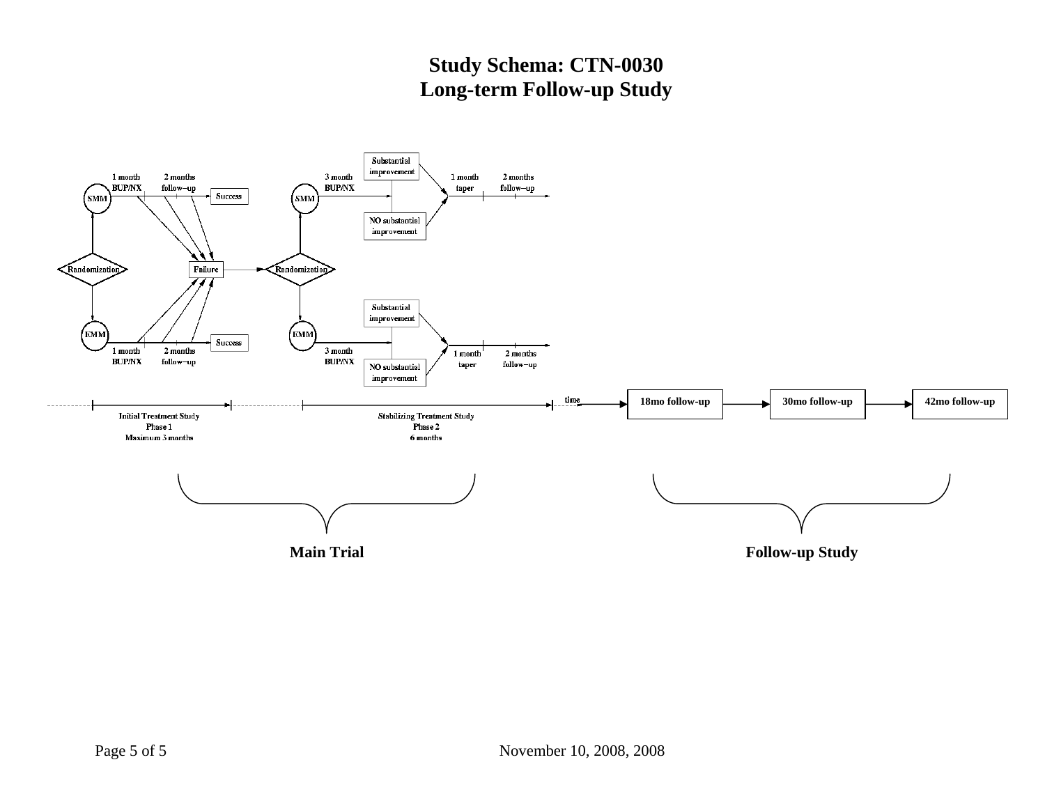# Study Schema: CTN-0030
# Long-term Follow-up Study

1 month BUP/NX

2 months follow–up

SMM

Success

Randomization

Failure

EMM

Success

1 month BUP/NX

2 months follow–up

Randomization

SMM

3 month BUP/NX

Substantial improvement

NO substantial improvement

1 month taper

2 months follow–up

EMM

3 month BUP/NX

Substantial improvement

NO substantial improvement

1 month taper

2 months follow–up

time

Initial Treatment Study
Phase 1
Maximum 3 months

Stabilizing Treatment Study
Phase 2
6 months

18mo follow-up

30mo follow-up

42mo follow-up

**Main Trial**

**Follow-up Study**

November 10, 2008, 2008